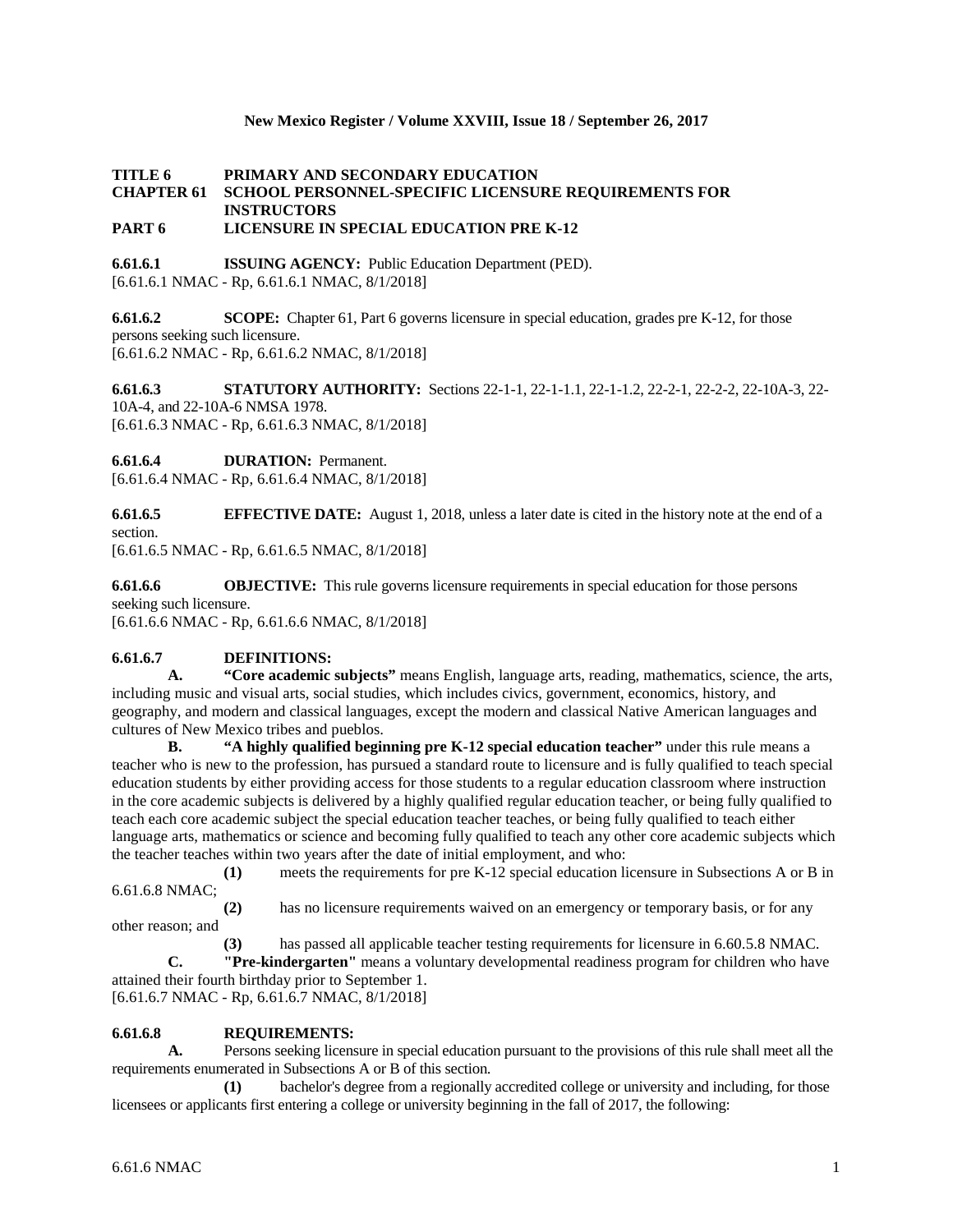**New Mexico Register / Volume XXVIII, Issue 18 / September 26, 2017**

**TITLE 6 PRIMARY AND SECONDARY EDUCATION**
**CHAPTER 61 SCHOOL PERSONNEL-SPECIFIC LICENSURE REQUIREMENTS FOR INSTRUCTORS**
**PART 6 LICENSURE IN SPECIAL EDUCATION PRE K-12**

**6.61.6.1 ISSUING AGENCY:** Public Education Department (PED).
[6.61.6.1 NMAC - Rp, 6.61.6.1 NMAC, 8/1/2018]

**6.61.6.2 SCOPE:** Chapter 61, Part 6 governs licensure in special education, grades pre K-12, for those persons seeking such licensure.
[6.61.6.2 NMAC - Rp, 6.61.6.2 NMAC, 8/1/2018]

**6.61.6.3 STATUTORY AUTHORITY:** Sections 22-1-1, 22-1-1.1, 22-1-1.2, 22-2-1, 22-2-2, 22-10A-3, 22-10A-4, and 22-10A-6 NMSA 1978.
[6.61.6.3 NMAC - Rp, 6.61.6.3 NMAC, 8/1/2018]

**6.61.6.4 DURATION:** Permanent.
[6.61.6.4 NMAC - Rp, 6.61.6.4 NMAC, 8/1/2018]

**6.61.6.5 EFFECTIVE DATE:** August 1, 2018, unless a later date is cited in the history note at the end of a section.
[6.61.6.5 NMAC - Rp, 6.61.6.5 NMAC, 8/1/2018]

**6.61.6.6 OBJECTIVE:** This rule governs licensure requirements in special education for those persons seeking such licensure.
[6.61.6.6 NMAC - Rp, 6.61.6.6 NMAC, 8/1/2018]

**6.61.6.7 DEFINITIONS:**

**A. "Core academic subjects"** means English, language arts, reading, mathematics, science, the arts, including music and visual arts, social studies, which includes civics, government, economics, history, and geography, and modern and classical languages, except the modern and classical Native American languages and cultures of New Mexico tribes and pueblos.

**B. "A highly qualified beginning pre K-12 special education teacher"** under this rule means a teacher who is new to the profession, has pursued a standard route to licensure and is fully qualified to teach special education students by either providing access for those students to a regular education classroom where instruction in the core academic subjects is delivered by a highly qualified regular education teacher, or being fully qualified to teach each core academic subject the special education teacher teaches, or being fully qualified to teach either language arts, mathematics or science and becoming fully qualified to teach any other core academic subjects which the teacher teaches within two years after the date of initial employment, and who:

**(1)** meets the requirements for pre K-12 special education licensure in Subsections A or B in 6.61.6.8 NMAC;

**(2)** has no licensure requirements waived on an emergency or temporary basis, or for any other reason; and

**(3)** has passed all applicable teacher testing requirements for licensure in 6.60.5.8 NMAC.

**C. "Pre-kindergarten"** means a voluntary developmental readiness program for children who have attained their fourth birthday prior to September 1.
[6.61.6.7 NMAC - Rp, 6.61.6.7 NMAC, 8/1/2018]

**6.61.6.8 REQUIREMENTS:**

**A.** Persons seeking licensure in special education pursuant to the provisions of this rule shall meet all the requirements enumerated in Subsections A or B of this section.

**(1)** bachelor's degree from a regionally accredited college or university and including, for those licensees or applicants first entering a college or university beginning in the fall of 2017, the following: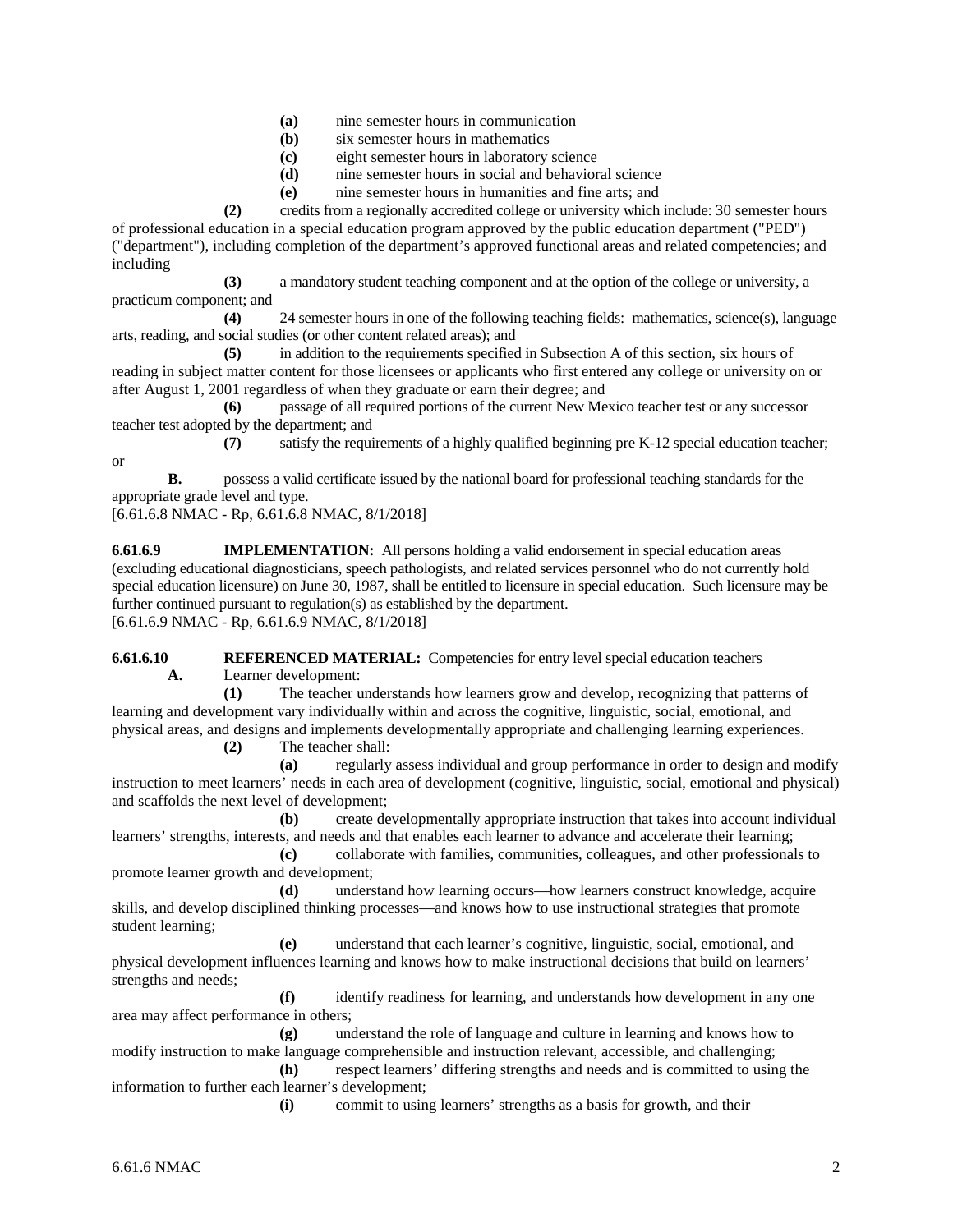**(a)** nine semester hours in communication
**(b)** six semester hours in mathematics
**(c)** eight semester hours in laboratory science
**(d)** nine semester hours in social and behavioral science
**(e)** nine semester hours in humanities and fine arts; and

**(2)** credits from a regionally accredited college or university which include: 30 semester hours of professional education in a special education program approved by the public education department ("PED") ("department"), including completion of the department's approved functional areas and related competencies; and including

**(3)** a mandatory student teaching component and at the option of the college or university, a practicum component; and

**(4)** 24 semester hours in one of the following teaching fields: mathematics, science(s), language arts, reading, and social studies (or other content related areas); and

**(5)** in addition to the requirements specified in Subsection A of this section, six hours of reading in subject matter content for those licensees or applicants who first entered any college or university on or after August 1, 2001 regardless of when they graduate or earn their degree; and

**(6)** passage of all required portions of the current New Mexico teacher test or any successor teacher test adopted by the department; and

**(7)** satisfy the requirements of a highly qualified beginning pre K-12 special education teacher; or

**B.** possess a valid certificate issued by the national board for professional teaching standards for the appropriate grade level and type.

[6.61.6.8 NMAC - Rp, 6.61.6.8 NMAC, 8/1/2018]

**6.61.6.9 IMPLEMENTATION:** All persons holding a valid endorsement in special education areas (excluding educational diagnosticians, speech pathologists, and related services personnel who do not currently hold special education licensure) on June 30, 1987, shall be entitled to licensure in special education. Such licensure may be further continued pursuant to regulation(s) as established by the department.

[6.61.6.9 NMAC - Rp, 6.61.6.9 NMAC, 8/1/2018]

**6.61.6.10 REFERENCED MATERIAL:** Competencies for entry level special education teachers

**A.** Learner development:

**(1)** The teacher understands how learners grow and develop, recognizing that patterns of learning and development vary individually within and across the cognitive, linguistic, social, emotional, and physical areas, and designs and implements developmentally appropriate and challenging learning experiences.

**(2)** The teacher shall:

**(a)** regularly assess individual and group performance in order to design and modify instruction to meet learners' needs in each area of development (cognitive, linguistic, social, emotional and physical) and scaffolds the next level of development;

**(b)** create developmentally appropriate instruction that takes into account individual learners' strengths, interests, and needs and that enables each learner to advance and accelerate their learning;

**(c)** collaborate with families, communities, colleagues, and other professionals to promote learner growth and development;

**(d)** understand how learning occurs—how learners construct knowledge, acquire skills, and develop disciplined thinking processes—and knows how to use instructional strategies that promote student learning;

**(e)** understand that each learner's cognitive, linguistic, social, emotional, and physical development influences learning and knows how to make instructional decisions that build on learners' strengths and needs;

**(f)** identify readiness for learning, and understands how development in any one area may affect performance in others;

**(g)** understand the role of language and culture in learning and knows how to modify instruction to make language comprehensible and instruction relevant, accessible, and challenging;

**(h)** respect learners' differing strengths and needs and is committed to using the information to further each learner's development;

**(i)** commit to using learners' strengths as a basis for growth, and their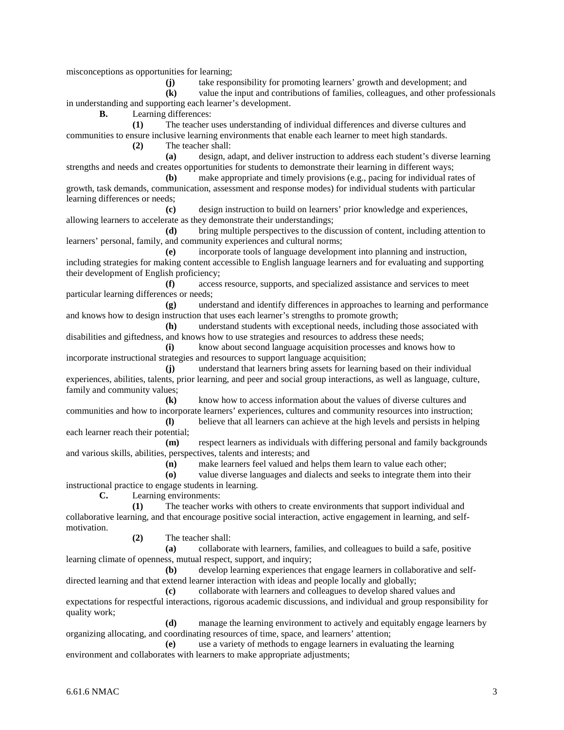misconceptions as opportunities for learning;

**(j)** take responsibility for promoting learners' growth and development; and

**(k)** value the input and contributions of families, colleagues, and other professionals in understanding and supporting each learner's development.

**B.** Learning differences:

**(1)** The teacher uses understanding of individual differences and diverse cultures and communities to ensure inclusive learning environments that enable each learner to meet high standards.

**(2)** The teacher shall:

**(a)** design, adapt, and deliver instruction to address each student's diverse learning strengths and needs and creates opportunities for students to demonstrate their learning in different ways;

**(b)** make appropriate and timely provisions (e.g., pacing for individual rates of growth, task demands, communication, assessment and response modes) for individual students with particular learning differences or needs;

**(c)** design instruction to build on learners' prior knowledge and experiences, allowing learners to accelerate as they demonstrate their understandings;

**(d)** bring multiple perspectives to the discussion of content, including attention to learners' personal, family, and community experiences and cultural norms;

**(e)** incorporate tools of language development into planning and instruction, including strategies for making content accessible to English language learners and for evaluating and supporting their development of English proficiency;

**(f)** access resource, supports, and specialized assistance and services to meet particular learning differences or needs;

**(g)** understand and identify differences in approaches to learning and performance and knows how to design instruction that uses each learner's strengths to promote growth;

**(h)** understand students with exceptional needs, including those associated with disabilities and giftedness, and knows how to use strategies and resources to address these needs;

**(i)** know about second language acquisition processes and knows how to incorporate instructional strategies and resources to support language acquisition;

**(j)** understand that learners bring assets for learning based on their individual experiences, abilities, talents, prior learning, and peer and social group interactions, as well as language, culture, family and community values;

**(k)** know how to access information about the values of diverse cultures and communities and how to incorporate learners' experiences, cultures and community resources into instruction;

**(l)** believe that all learners can achieve at the high levels and persists in helping each learner reach their potential;

**(m)** respect learners as individuals with differing personal and family backgrounds and various skills, abilities, perspectives, talents and interests; and

**(n)** make learners feel valued and helps them learn to value each other;

**(o)** value diverse languages and dialects and seeks to integrate them into their instructional practice to engage students in learning.

**C.** Learning environments:

**(1)** The teacher works with others to create environments that support individual and collaborative learning, and that encourage positive social interaction, active engagement in learning, and self-motivation.

**(2)** The teacher shall:

**(a)** collaborate with learners, families, and colleagues to build a safe, positive learning climate of openness, mutual respect, support, and inquiry;

**(b)** develop learning experiences that engage learners in collaborative and self-directed learning and that extend learner interaction with ideas and people locally and globally;

**(c)** collaborate with learners and colleagues to develop shared values and expectations for respectful interactions, rigorous academic discussions, and individual and group responsibility for quality work;

**(d)** manage the learning environment to actively and equitably engage learners by organizing allocating, and coordinating resources of time, space, and learners' attention;

**(e)** use a variety of methods to engage learners in evaluating the learning environment and collaborates with learners to make appropriate adjustments;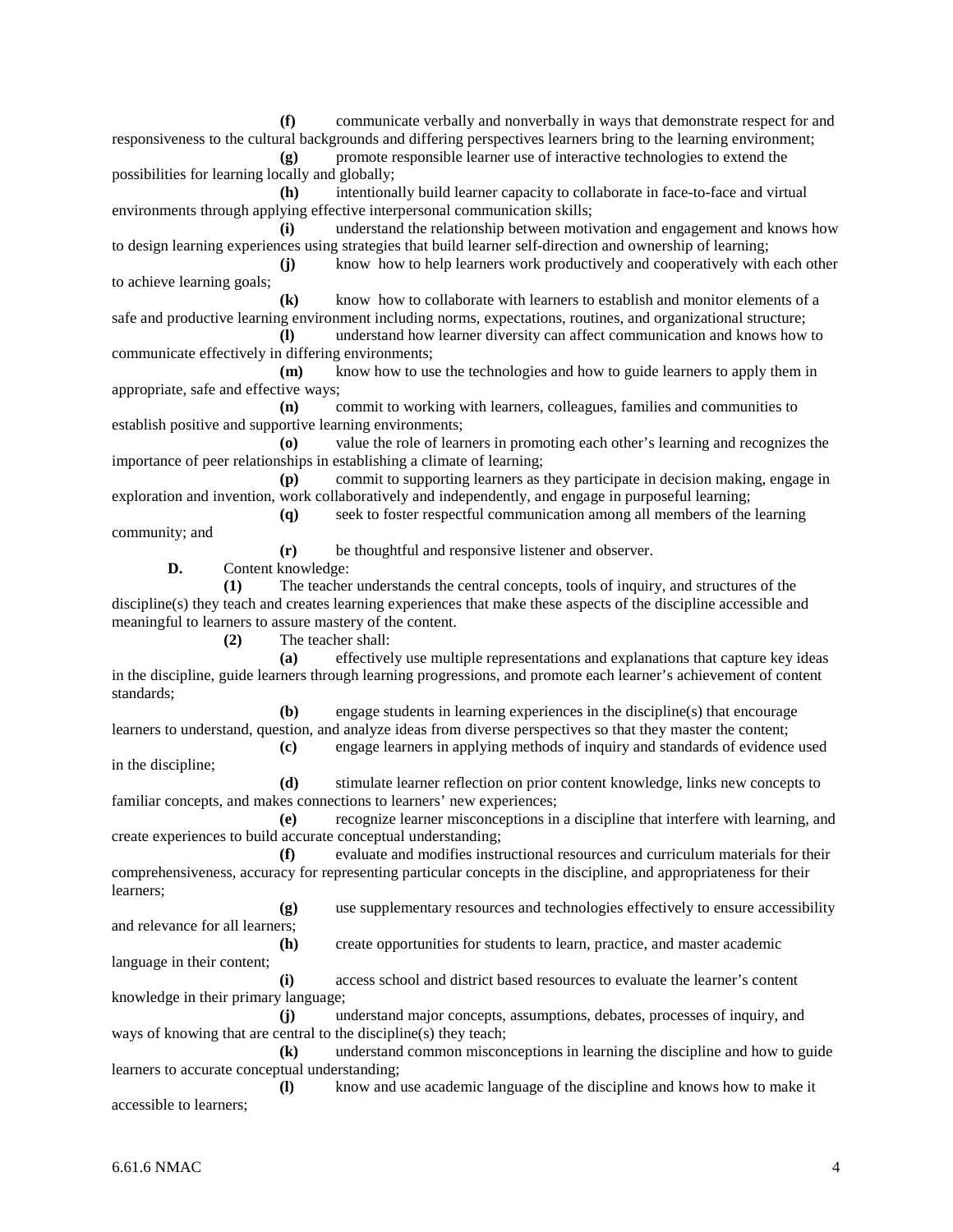**(f)** communicate verbally and nonverbally in ways that demonstrate respect for and responsiveness to the cultural backgrounds and differing perspectives learners bring to the learning environment;

**(g)** promote responsible learner use of interactive technologies to extend the possibilities for learning locally and globally;

**(h)** intentionally build learner capacity to collaborate in face-to-face and virtual environments through applying effective interpersonal communication skills;

**(i)** understand the relationship between motivation and engagement and knows how to design learning experiences using strategies that build learner self-direction and ownership of learning;

**(j)** know how to help learners work productively and cooperatively with each other to achieve learning goals;

**(k)** know how to collaborate with learners to establish and monitor elements of a safe and productive learning environment including norms, expectations, routines, and organizational structure;

**(l)** understand how learner diversity can affect communication and knows how to communicate effectively in differing environments;

**(m)** know how to use the technologies and how to guide learners to apply them in appropriate, safe and effective ways;

**(n)** commit to working with learners, colleagues, families and communities to establish positive and supportive learning environments;

**(o)** value the role of learners in promoting each other's learning and recognizes the importance of peer relationships in establishing a climate of learning;

**(p)** commit to supporting learners as they participate in decision making, engage in exploration and invention, work collaboratively and independently, and engage in purposeful learning;

**(q)** seek to foster respectful communication among all members of the learning community; and

**(r)** be thoughtful and responsive listener and observer.

**D.** Content knowledge:

**(1)** The teacher understands the central concepts, tools of inquiry, and structures of the discipline(s) they teach and creates learning experiences that make these aspects of the discipline accessible and meaningful to learners to assure mastery of the content.

**(2)** The teacher shall:

**(a)** effectively use multiple representations and explanations that capture key ideas in the discipline, guide learners through learning progressions, and promote each learner's achievement of content standards;

**(b)** engage students in learning experiences in the discipline(s) that encourage learners to understand, question, and analyze ideas from diverse perspectives so that they master the content;

**(c)** engage learners in applying methods of inquiry and standards of evidence used in the discipline;

**(d)** stimulate learner reflection on prior content knowledge, links new concepts to familiar concepts, and makes connections to learners' new experiences;

**(e)** recognize learner misconceptions in a discipline that interfere with learning, and create experiences to build accurate conceptual understanding;

**(f)** evaluate and modifies instructional resources and curriculum materials for their comprehensiveness, accuracy for representing particular concepts in the discipline, and appropriateness for their learners;

**(g)** use supplementary resources and technologies effectively to ensure accessibility and relevance for all learners;

**(h)** create opportunities for students to learn, practice, and master academic language in their content;

**(i)** access school and district based resources to evaluate the learner's content knowledge in their primary language;

**(j)** understand major concepts, assumptions, debates, processes of inquiry, and ways of knowing that are central to the discipline(s) they teach;

**(k)** understand common misconceptions in learning the discipline and how to guide learners to accurate conceptual understanding;

**(l)** know and use academic language of the discipline and knows how to make it accessible to learners;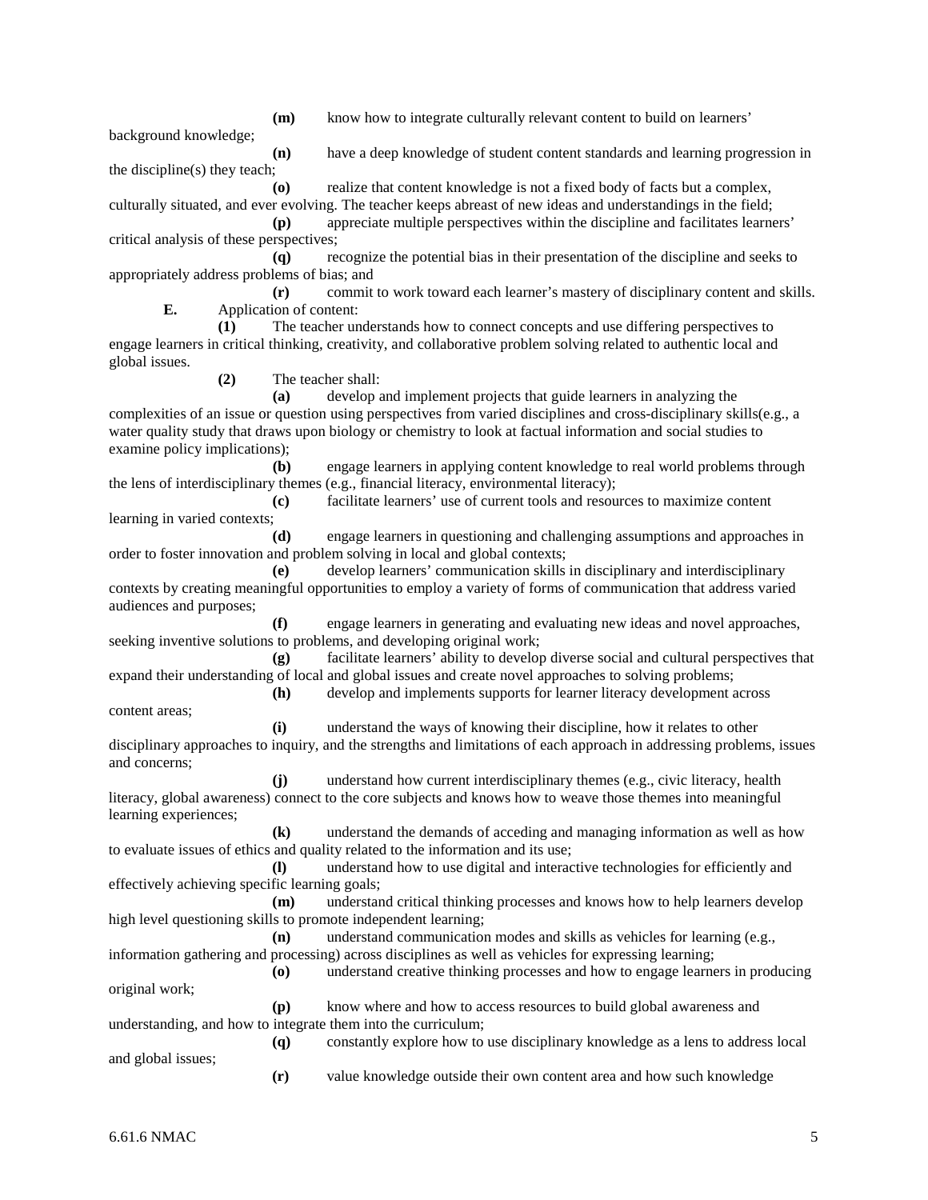**(m)** know how to integrate culturally relevant content to build on learners' background knowledge;

**(n)** have a deep knowledge of student content standards and learning progression in the discipline(s) they teach;

**(o)** realize that content knowledge is not a fixed body of facts but a complex, culturally situated, and ever evolving. The teacher keeps abreast of new ideas and understandings in the field;

**(p)** appreciate multiple perspectives within the discipline and facilitates learners' critical analysis of these perspectives;

**(q)** recognize the potential bias in their presentation of the discipline and seeks to appropriately address problems of bias; and

**(r)** commit to work toward each learner's mastery of disciplinary content and skills.

**E.** Application of content:

**(1)** The teacher understands how to connect concepts and use differing perspectives to engage learners in critical thinking, creativity, and collaborative problem solving related to authentic local and global issues.

**(2)** The teacher shall:

**(a)** develop and implement projects that guide learners in analyzing the complexities of an issue or question using perspectives from varied disciplines and cross-disciplinary skills(e.g., a water quality study that draws upon biology or chemistry to look at factual information and social studies to examine policy implications);

**(b)** engage learners in applying content knowledge to real world problems through the lens of interdisciplinary themes (e.g., financial literacy, environmental literacy);

**(c)** facilitate learners' use of current tools and resources to maximize content learning in varied contexts;

**(d)** engage learners in questioning and challenging assumptions and approaches in order to foster innovation and problem solving in local and global contexts;

**(e)** develop learners' communication skills in disciplinary and interdisciplinary contexts by creating meaningful opportunities to employ a variety of forms of communication that address varied audiences and purposes;

**(f)** engage learners in generating and evaluating new ideas and novel approaches, seeking inventive solutions to problems, and developing original work;

**(g)** facilitate learners' ability to develop diverse social and cultural perspectives that expand their understanding of local and global issues and create novel approaches to solving problems;

**(h)** develop and implements supports for learner literacy development across content areas;

**(i)** understand the ways of knowing their discipline, how it relates to other disciplinary approaches to inquiry, and the strengths and limitations of each approach in addressing problems, issues and concerns;

**(j)** understand how current interdisciplinary themes (e.g., civic literacy, health literacy, global awareness) connect to the core subjects and knows how to weave those themes into meaningful learning experiences;

**(k)** understand the demands of acceding and managing information as well as how to evaluate issues of ethics and quality related to the information and its use;

**(l)** understand how to use digital and interactive technologies for efficiently and effectively achieving specific learning goals;

**(m)** understand critical thinking processes and knows how to help learners develop high level questioning skills to promote independent learning;

**(n)** understand communication modes and skills as vehicles for learning (e.g., information gathering and processing) across disciplines as well as vehicles for expressing learning;

**(o)** understand creative thinking processes and how to engage learners in producing original work;

**(p)** know where and how to access resources to build global awareness and understanding, and how to integrate them into the curriculum;

**(q)** constantly explore how to use disciplinary knowledge as a lens to address local and global issues;

**(r)** value knowledge outside their own content area and how such knowledge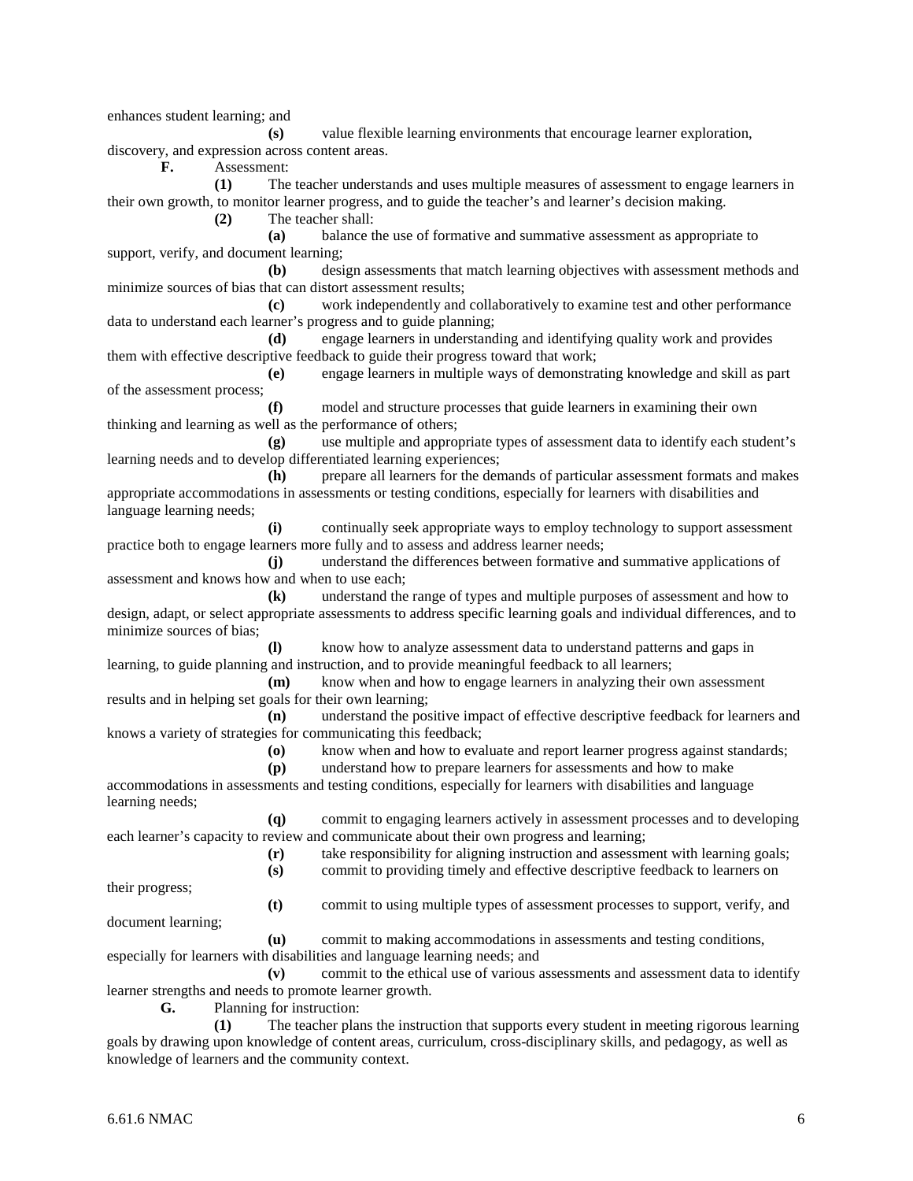enhances student learning; and

**(s)** value flexible learning environments that encourage learner exploration, discovery, and expression across content areas.

**F.** Assessment:

**(1)** The teacher understands and uses multiple measures of assessment to engage learners in their own growth, to monitor learner progress, and to guide the teacher's and learner's decision making.

**(2)** The teacher shall:

**(a)** balance the use of formative and summative assessment as appropriate to support, verify, and document learning;

**(b)** design assessments that match learning objectives with assessment methods and minimize sources of bias that can distort assessment results;

**(c)** work independently and collaboratively to examine test and other performance data to understand each learner's progress and to guide planning;

**(d)** engage learners in understanding and identifying quality work and provides them with effective descriptive feedback to guide their progress toward that work;

**(e)** engage learners in multiple ways of demonstrating knowledge and skill as part of the assessment process;

**(f)** model and structure processes that guide learners in examining their own thinking and learning as well as the performance of others;

**(g)** use multiple and appropriate types of assessment data to identify each student's learning needs and to develop differentiated learning experiences;

**(h)** prepare all learners for the demands of particular assessment formats and makes appropriate accommodations in assessments or testing conditions, especially for learners with disabilities and language learning needs;

**(i)** continually seek appropriate ways to employ technology to support assessment practice both to engage learners more fully and to assess and address learner needs;

**(j)** understand the differences between formative and summative applications of assessment and knows how and when to use each;

**(k)** understand the range of types and multiple purposes of assessment and how to design, adapt, or select appropriate assessments to address specific learning goals and individual differences, and to minimize sources of bias;

**(l)** know how to analyze assessment data to understand patterns and gaps in learning, to guide planning and instruction, and to provide meaningful feedback to all learners;

**(m)** know when and how to engage learners in analyzing their own assessment results and in helping set goals for their own learning;

**(n)** understand the positive impact of effective descriptive feedback for learners and knows a variety of strategies for communicating this feedback;

**(o)** know when and how to evaluate and report learner progress against standards;

**(p)** understand how to prepare learners for assessments and how to make accommodations in assessments and testing conditions, especially for learners with disabilities and language learning needs;

**(q)** commit to engaging learners actively in assessment processes and to developing each learner's capacity to review and communicate about their own progress and learning;

**(r)** take responsibility for aligning instruction and assessment with learning goals;

**(s)** commit to providing timely and effective descriptive feedback to learners on their progress;

**(t)** commit to using multiple types of assessment processes to support, verify, and document learning;

**(u)** commit to making accommodations in assessments and testing conditions, especially for learners with disabilities and language learning needs; and

**(v)** commit to the ethical use of various assessments and assessment data to identify learner strengths and needs to promote learner growth.

**G.** Planning for instruction:

**(1)** The teacher plans the instruction that supports every student in meeting rigorous learning goals by drawing upon knowledge of content areas, curriculum, cross-disciplinary skills, and pedagogy, as well as knowledge of learners and the community context.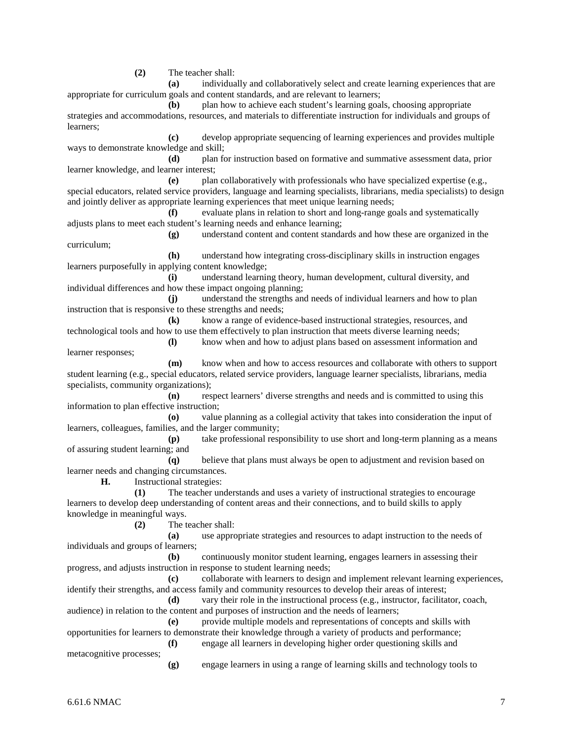**(2)** The teacher shall:

**(a)** individually and collaboratively select and create learning experiences that are appropriate for curriculum goals and content standards, and are relevant to learners;

**(b)** plan how to achieve each student's learning goals, choosing appropriate strategies and accommodations, resources, and materials to differentiate instruction for individuals and groups of learners;

**(c)** develop appropriate sequencing of learning experiences and provides multiple ways to demonstrate knowledge and skill;

**(d)** plan for instruction based on formative and summative assessment data, prior learner knowledge, and learner interest;

**(e)** plan collaboratively with professionals who have specialized expertise (e.g., special educators, related service providers, language and learning specialists, librarians, media specialists) to design and jointly deliver as appropriate learning experiences that meet unique learning needs;

**(f)** evaluate plans in relation to short and long-range goals and systematically adjusts plans to meet each student's learning needs and enhance learning;

**(g)** understand content and content standards and how these are organized in the curriculum;

**(h)** understand how integrating cross-disciplinary skills in instruction engages learners purposefully in applying content knowledge;

**(i)** understand learning theory, human development, cultural diversity, and individual differences and how these impact ongoing planning;

**(j)** understand the strengths and needs of individual learners and how to plan instruction that is responsive to these strengths and needs;

**(k)** know a range of evidence-based instructional strategies, resources, and technological tools and how to use them effectively to plan instruction that meets diverse learning needs;

**(l)** know when and how to adjust plans based on assessment information and learner responses;

**(m)** know when and how to access resources and collaborate with others to support student learning (e.g., special educators, related service providers, language learner specialists, librarians, media specialists, community organizations);

**(n)** respect learners' diverse strengths and needs and is committed to using this information to plan effective instruction;

**(o)** value planning as a collegial activity that takes into consideration the input of learners, colleagues, families, and the larger community;

**(p)** take professional responsibility to use short and long-term planning as a means of assuring student learning; and

**(q)** believe that plans must always be open to adjustment and revision based on learner needs and changing circumstances.

**H.** Instructional strategies:

**(1)** The teacher understands and uses a variety of instructional strategies to encourage learners to develop deep understanding of content areas and their connections, and to build skills to apply knowledge in meaningful ways.

**(2)** The teacher shall:

**(a)** use appropriate strategies and resources to adapt instruction to the needs of individuals and groups of learners;

**(b)** continuously monitor student learning, engages learners in assessing their progress, and adjusts instruction in response to student learning needs;

**(c)** collaborate with learners to design and implement relevant learning experiences, identify their strengths, and access family and community resources to develop their areas of interest;

**(d)** vary their role in the instructional process (e.g., instructor, facilitator, coach, audience) in relation to the content and purposes of instruction and the needs of learners;

**(e)** provide multiple models and representations of concepts and skills with opportunities for learners to demonstrate their knowledge through a variety of products and performance;

**(f)** engage all learners in developing higher order questioning skills and metacognitive processes;

**(g)** engage learners in using a range of learning skills and technology tools to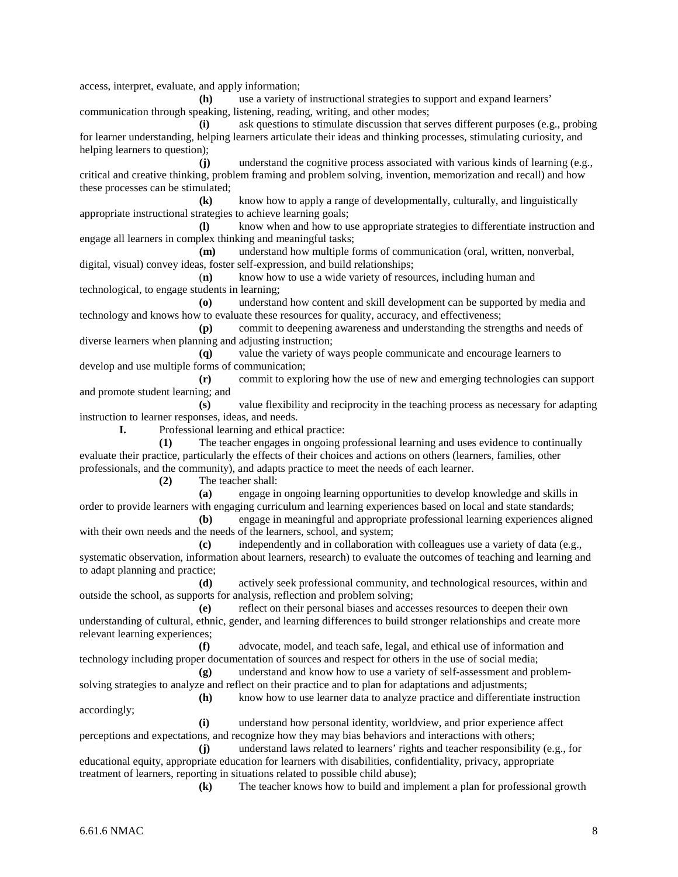access, interpret, evaluate, and apply information;

**(h)** use a variety of instructional strategies to support and expand learners' communication through speaking, listening, reading, writing, and other modes;

**(i)** ask questions to stimulate discussion that serves different purposes (e.g., probing for learner understanding, helping learners articulate their ideas and thinking processes, stimulating curiosity, and helping learners to question);

**(j)** understand the cognitive process associated with various kinds of learning (e.g., critical and creative thinking, problem framing and problem solving, invention, memorization and recall) and how these processes can be stimulated;

**(k)** know how to apply a range of developmentally, culturally, and linguistically appropriate instructional strategies to achieve learning goals;

**(l)** know when and how to use appropriate strategies to differentiate instruction and engage all learners in complex thinking and meaningful tasks;

**(m)** understand how multiple forms of communication (oral, written, nonverbal, digital, visual) convey ideas, foster self-expression, and build relationships;

(**n)** know how to use a wide variety of resources, including human and technological, to engage students in learning;

**(o)** understand how content and skill development can be supported by media and technology and knows how to evaluate these resources for quality, accuracy, and effectiveness;

**(p)** commit to deepening awareness and understanding the strengths and needs of diverse learners when planning and adjusting instruction;

**(q)** value the variety of ways people communicate and encourage learners to develop and use multiple forms of communication;

**(r)** commit to exploring how the use of new and emerging technologies can support and promote student learning; and

**(s)** value flexibility and reciprocity in the teaching process as necessary for adapting instruction to learner responses, ideas, and needs.

**I.** Professional learning and ethical practice:

**(1)** The teacher engages in ongoing professional learning and uses evidence to continually evaluate their practice, particularly the effects of their choices and actions on others (learners, families, other professionals, and the community), and adapts practice to meet the needs of each learner.

**(2)** The teacher shall:

**(a)** engage in ongoing learning opportunities to develop knowledge and skills in order to provide learners with engaging curriculum and learning experiences based on local and state standards;

**(b)** engage in meaningful and appropriate professional learning experiences aligned with their own needs and the needs of the learners, school, and system;

**(c)** independently and in collaboration with colleagues use a variety of data (e.g., systematic observation, information about learners, research) to evaluate the outcomes of teaching and learning and to adapt planning and practice;

**(d)** actively seek professional community, and technological resources, within and outside the school, as supports for analysis, reflection and problem solving;

**(e)** reflect on their personal biases and accesses resources to deepen their own understanding of cultural, ethnic, gender, and learning differences to build stronger relationships and create more relevant learning experiences;

**(f)** advocate, model, and teach safe, legal, and ethical use of information and technology including proper documentation of sources and respect for others in the use of social media;

**(g)** understand and know how to use a variety of self-assessment and problem-solving strategies to analyze and reflect on their practice and to plan for adaptations and adjustments;

**(h)** know how to use learner data to analyze practice and differentiate instruction accordingly;

**(i)** understand how personal identity, worldview, and prior experience affect perceptions and expectations, and recognize how they may bias behaviors and interactions with others;

**(j)** understand laws related to learners' rights and teacher responsibility (e.g., for educational equity, appropriate education for learners with disabilities, confidentiality, privacy, appropriate treatment of learners, reporting in situations related to possible child abuse);

**(k)** The teacher knows how to build and implement a plan for professional growth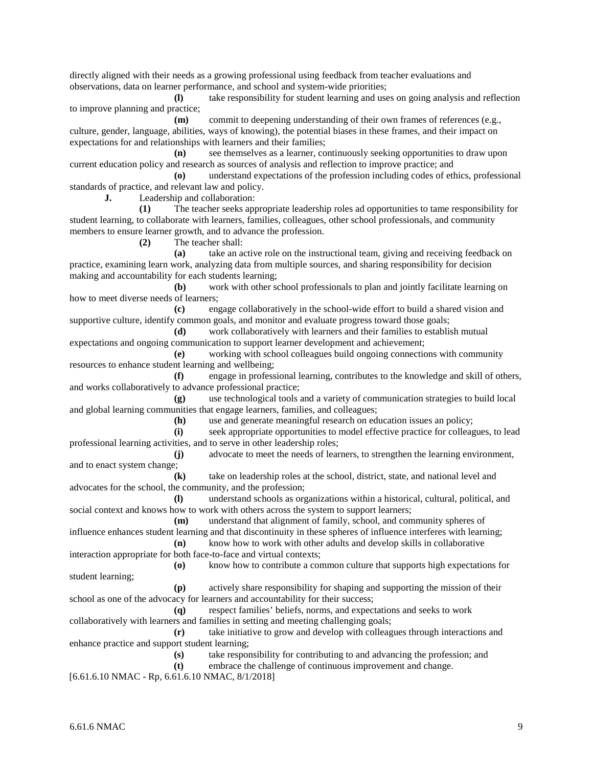directly aligned with their needs as a growing professional using feedback from teacher evaluations and observations, data on learner performance, and school and system-wide priorities;

**(l)** take responsibility for student learning and uses on going analysis and reflection to improve planning and practice;

**(m)** commit to deepening understanding of their own frames of references (e.g., culture, gender, language, abilities, ways of knowing), the potential biases in these frames, and their impact on expectations for and relationships with learners and their families;

**(n)** see themselves as a learner, continuously seeking opportunities to draw upon current education policy and research as sources of analysis and reflection to improve practice; and

**(o)** understand expectations of the profession including codes of ethics, professional standards of practice, and relevant law and policy.

**J.** Leadership and collaboration:

**(1)** The teacher seeks appropriate leadership roles ad opportunities to tame responsibility for student learning, to collaborate with learners, families, colleagues, other school professionals, and community members to ensure learner growth, and to advance the profession.

**(2)** The teacher shall:

**(a)** take an active role on the instructional team, giving and receiving feedback on practice, examining learn work, analyzing data from multiple sources, and sharing responsibility for decision making and accountability for each students learning;

**(b)** work with other school professionals to plan and jointly facilitate learning on how to meet diverse needs of learners;

**(c)** engage collaboratively in the school-wide effort to build a shared vision and supportive culture, identify common goals, and monitor and evaluate progress toward those goals;

**(d)** work collaboratively with learners and their families to establish mutual expectations and ongoing communication to support learner development and achievement;

**(e)** working with school colleagues build ongoing connections with community resources to enhance student learning and wellbeing;

**(f)** engage in professional learning, contributes to the knowledge and skill of others, and works collaboratively to advance professional practice;

**(g)** use technological tools and a variety of communication strategies to build local and global learning communities that engage learners, families, and colleagues;

**(h)** use and generate meaningful research on education issues an policy;

**(i)** seek appropriate opportunities to model effective practice for colleagues, to lead professional learning activities, and to serve in other leadership roles;

**(j)** advocate to meet the needs of learners, to strengthen the learning environment, and to enact system change;

**(k)** take on leadership roles at the school, district, state, and national level and advocates for the school, the community, and the profession;

**(l)** understand schools as organizations within a historical, cultural, political, and social context and knows how to work with others across the system to support learners;

**(m)** understand that alignment of family, school, and community spheres of influence enhances student learning and that discontinuity in these spheres of influence interferes with learning;

**(n)** know how to work with other adults and develop skills in collaborative interaction appropriate for both face-to-face and virtual contexts;

**(o)** know how to contribute a common culture that supports high expectations for student learning;

**(p)** actively share responsibility for shaping and supporting the mission of their school as one of the advocacy for learners and accountability for their success;

**(q)** respect families' beliefs, norms, and expectations and seeks to work collaboratively with learners and families in setting and meeting challenging goals;

**(r)** take initiative to grow and develop with colleagues through interactions and enhance practice and support student learning;

**(s)** take responsibility for contributing to and advancing the profession; and

**(t)** embrace the challenge of continuous improvement and change.

[6.61.6.10 NMAC - Rp, 6.61.6.10 NMAC, 8/1/2018]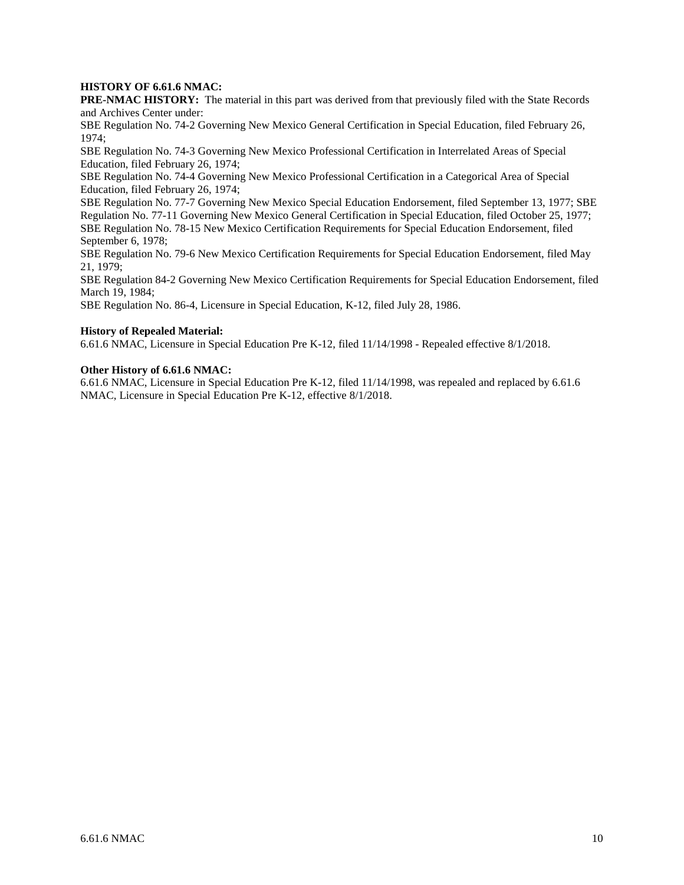**HISTORY OF 6.61.6 NMAC:**

**PRE-NMAC HISTORY:** The material in this part was derived from that previously filed with the State Records and Archives Center under:

SBE Regulation No. 74-2 Governing New Mexico General Certification in Special Education, filed February 26, 1974;

SBE Regulation No. 74-3 Governing New Mexico Professional Certification in Interrelated Areas of Special Education, filed February 26, 1974;

SBE Regulation No. 74-4 Governing New Mexico Professional Certification in a Categorical Area of Special Education, filed February 26, 1974;

SBE Regulation No. 77-7 Governing New Mexico Special Education Endorsement, filed September 13, 1977; SBE Regulation No. 77-11 Governing New Mexico General Certification in Special Education, filed October 25, 1977;

SBE Regulation No. 78-15 New Mexico Certification Requirements for Special Education Endorsement, filed September 6, 1978;

SBE Regulation No. 79-6 New Mexico Certification Requirements for Special Education Endorsement, filed May 21, 1979;

SBE Regulation 84-2 Governing New Mexico Certification Requirements for Special Education Endorsement, filed March 19, 1984;

SBE Regulation No. 86-4, Licensure in Special Education, K-12, filed July 28, 1986.

**History of Repealed Material:**

6.61.6 NMAC, Licensure in Special Education Pre K-12, filed 11/14/1998 - Repealed effective 8/1/2018.

**Other History of 6.61.6 NMAC:**

6.61.6 NMAC, Licensure in Special Education Pre K-12, filed 11/14/1998, was repealed and replaced by 6.61.6 NMAC, Licensure in Special Education Pre K-12, effective 8/1/2018.